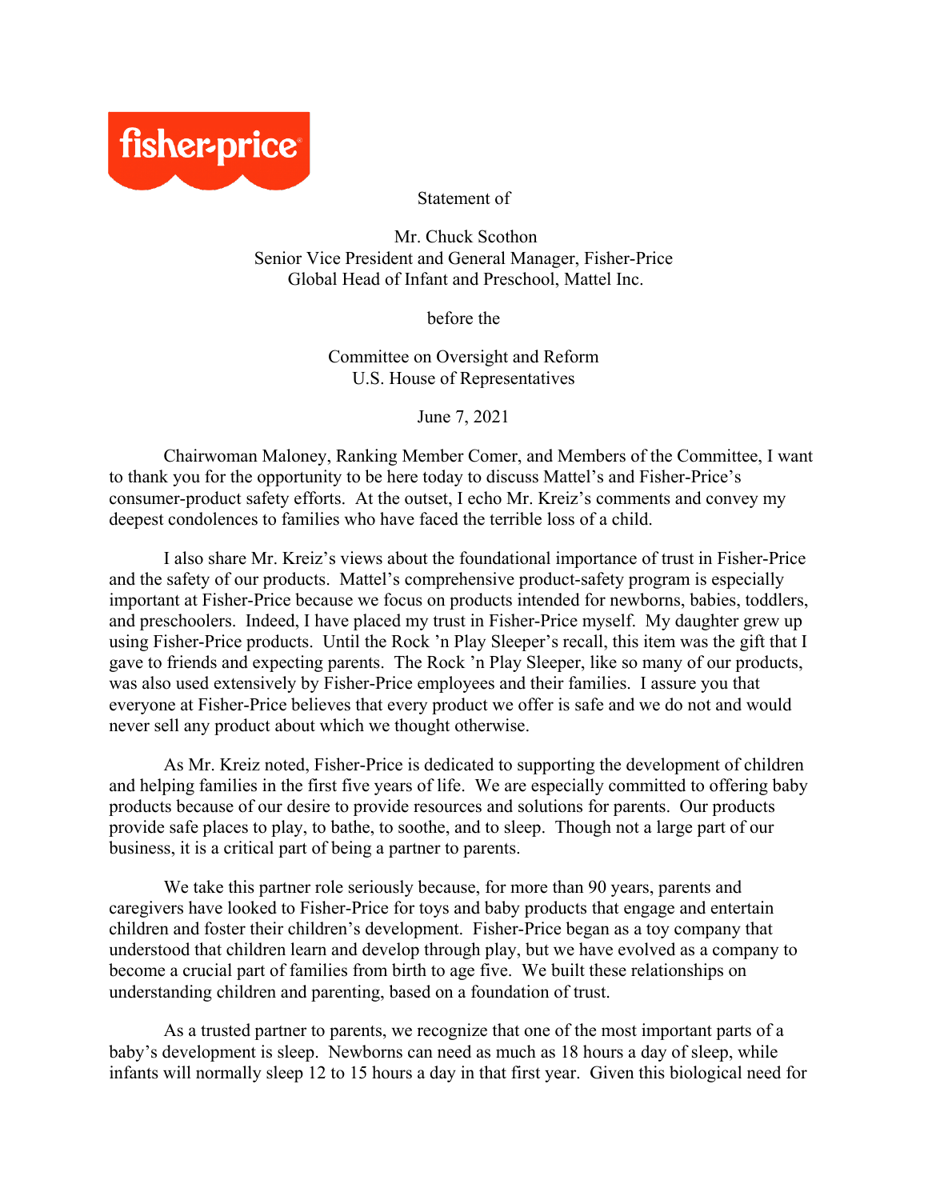fisher-price

Statement of

Mr. Chuck Scothon
Senior Vice President and General Manager, Fisher-Price
Global Head of Infant and Preschool, Mattel Inc.

before the

Committee on Oversight and Reform
U.S. House of Representatives

June 7, 2021

Chairwoman Maloney, Ranking Member Comer, and Members of the Committee, I want to thank you for the opportunity to be here today to discuss Mattel's and Fisher-Price's consumer-product safety efforts. At the outset, I echo Mr. Kreiz's comments and convey my deepest condolences to families who have faced the terrible loss of a child.

I also share Mr. Kreiz's views about the foundational importance of trust in Fisher-Price and the safety of our products. Mattel's comprehensive product-safety program is especially important at Fisher-Price because we focus on products intended for newborns, babies, toddlers, and preschoolers. Indeed, I have placed my trust in Fisher-Price myself. My daughter grew up using Fisher-Price products. Until the Rock 'n Play Sleeper's recall, this item was the gift that I gave to friends and expecting parents. The Rock 'n Play Sleeper, like so many of our products, was also used extensively by Fisher-Price employees and their families. I assure you that everyone at Fisher-Price believes that every product we offer is safe and we do not and would never sell any product about which we thought otherwise.

As Mr. Kreiz noted, Fisher-Price is dedicated to supporting the development of children and helping families in the first five years of life. We are especially committed to offering baby products because of our desire to provide resources and solutions for parents. Our products provide safe places to play, to bathe, to soothe, and to sleep. Though not a large part of our business, it is a critical part of being a partner to parents.

We take this partner role seriously because, for more than 90 years, parents and caregivers have looked to Fisher-Price for toys and baby products that engage and entertain children and foster their children's development. Fisher-Price began as a toy company that understood that children learn and develop through play, but we have evolved as a company to become a crucial part of families from birth to age five. We built these relationships on understanding children and parenting, based on a foundation of trust.

As a trusted partner to parents, we recognize that one of the most important parts of a baby's development is sleep. Newborns can need as much as 18 hours a day of sleep, while infants will normally sleep 12 to 15 hours a day in that first year. Given this biological need for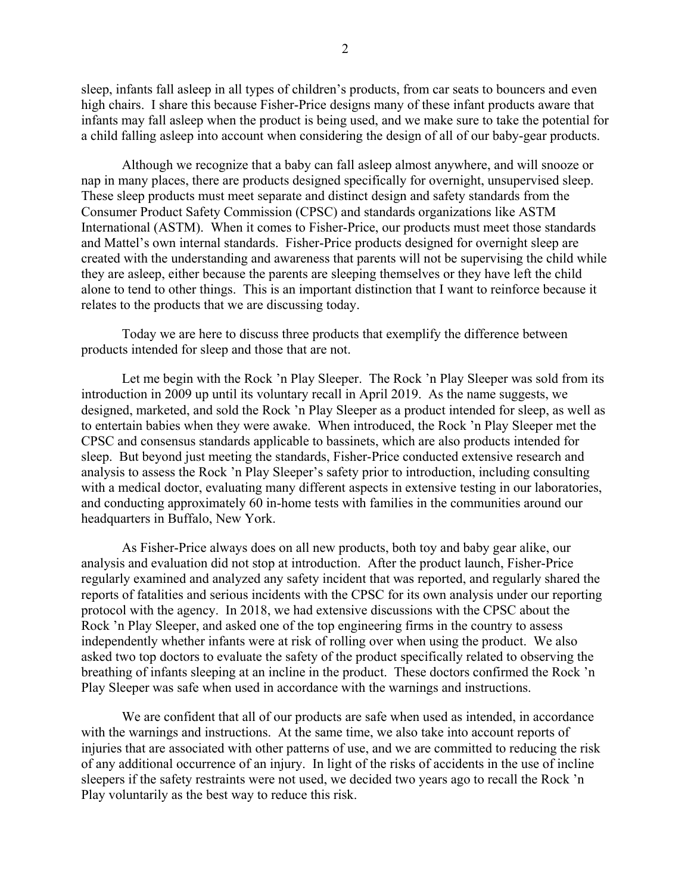sleep, infants fall asleep in all types of children's products, from car seats to bouncers and even high chairs. I share this because Fisher-Price designs many of these infant products aware that infants may fall asleep when the product is being used, and we make sure to take the potential for a child falling asleep into account when considering the design of all of our baby-gear products.

Although we recognize that a baby can fall asleep almost anywhere, and will snooze or nap in many places, there are products designed specifically for overnight, unsupervised sleep. These sleep products must meet separate and distinct design and safety standards from the Consumer Product Safety Commission (CPSC) and standards organizations like ASTM International (ASTM). When it comes to Fisher-Price, our products must meet those standards and Mattel's own internal standards. Fisher-Price products designed for overnight sleep are created with the understanding and awareness that parents will not be supervising the child while they are asleep, either because the parents are sleeping themselves or they have left the child alone to tend to other things. This is an important distinction that I want to reinforce because it relates to the products that we are discussing today.

Today we are here to discuss three products that exemplify the difference between products intended for sleep and those that are not.

Let me begin with the Rock 'n Play Sleeper. The Rock 'n Play Sleeper was sold from its introduction in 2009 up until its voluntary recall in April 2019. As the name suggests, we designed, marketed, and sold the Rock 'n Play Sleeper as a product intended for sleep, as well as to entertain babies when they were awake. When introduced, the Rock 'n Play Sleeper met the CPSC and consensus standards applicable to bassinets, which are also products intended for sleep. But beyond just meeting the standards, Fisher-Price conducted extensive research and analysis to assess the Rock 'n Play Sleeper's safety prior to introduction, including consulting with a medical doctor, evaluating many different aspects in extensive testing in our laboratories, and conducting approximately 60 in-home tests with families in the communities around our headquarters in Buffalo, New York.

As Fisher-Price always does on all new products, both toy and baby gear alike, our analysis and evaluation did not stop at introduction. After the product launch, Fisher-Price regularly examined and analyzed any safety incident that was reported, and regularly shared the reports of fatalities and serious incidents with the CPSC for its own analysis under our reporting protocol with the agency. In 2018, we had extensive discussions with the CPSC about the Rock 'n Play Sleeper, and asked one of the top engineering firms in the country to assess independently whether infants were at risk of rolling over when using the product. We also asked two top doctors to evaluate the safety of the product specifically related to observing the breathing of infants sleeping at an incline in the product. These doctors confirmed the Rock 'n Play Sleeper was safe when used in accordance with the warnings and instructions.

We are confident that all of our products are safe when used as intended, in accordance with the warnings and instructions. At the same time, we also take into account reports of injuries that are associated with other patterns of use, and we are committed to reducing the risk of any additional occurrence of an injury. In light of the risks of accidents in the use of incline sleepers if the safety restraints were not used, we decided two years ago to recall the Rock 'n Play voluntarily as the best way to reduce this risk.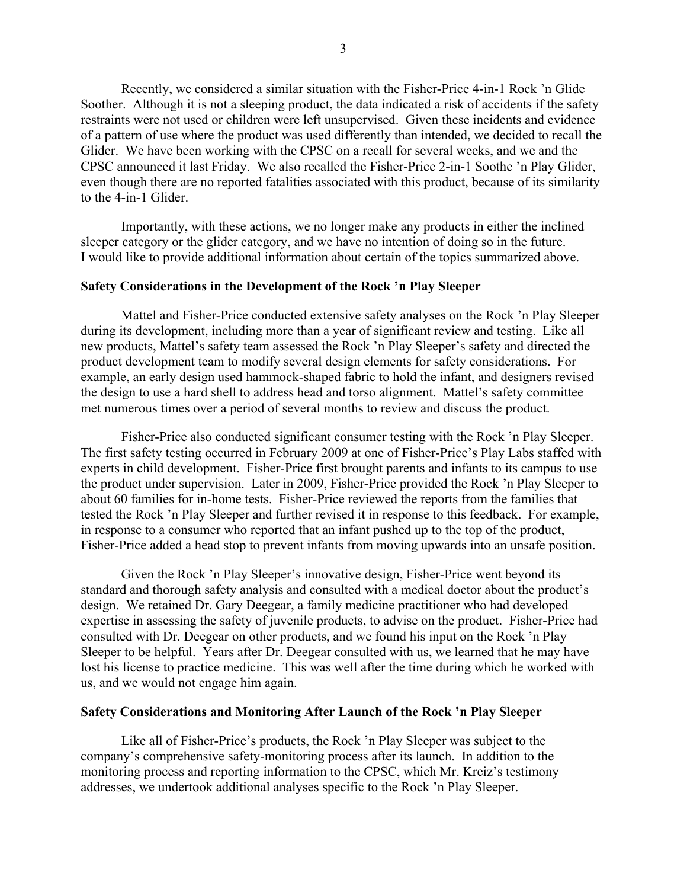Recently, we considered a similar situation with the Fisher-Price 4-in-1 Rock 'n Glide Soother. Although it is not a sleeping product, the data indicated a risk of accidents if the safety restraints were not used or children were left unsupervised. Given these incidents and evidence of a pattern of use where the product was used differently than intended, we decided to recall the Glider. We have been working with the CPSC on a recall for several weeks, and we and the CPSC announced it last Friday. We also recalled the Fisher-Price 2-in-1 Soothe 'n Play Glider, even though there are no reported fatalities associated with this product, because of its similarity to the 4-in-1 Glider.

Importantly, with these actions, we no longer make any products in either the inclined sleeper category or the glider category, and we have no intention of doing so in the future. I would like to provide additional information about certain of the topics summarized above.

**Safety Considerations in the Development of the Rock 'n Play Sleeper**

Mattel and Fisher-Price conducted extensive safety analyses on the Rock 'n Play Sleeper during its development, including more than a year of significant review and testing. Like all new products, Mattel's safety team assessed the Rock 'n Play Sleeper's safety and directed the product development team to modify several design elements for safety considerations. For example, an early design used hammock-shaped fabric to hold the infant, and designers revised the design to use a hard shell to address head and torso alignment. Mattel's safety committee met numerous times over a period of several months to review and discuss the product.

Fisher-Price also conducted significant consumer testing with the Rock 'n Play Sleeper. The first safety testing occurred in February 2009 at one of Fisher-Price's Play Labs staffed with experts in child development. Fisher-Price first brought parents and infants to its campus to use the product under supervision. Later in 2009, Fisher-Price provided the Rock 'n Play Sleeper to about 60 families for in-home tests. Fisher-Price reviewed the reports from the families that tested the Rock 'n Play Sleeper and further revised it in response to this feedback. For example, in response to a consumer who reported that an infant pushed up to the top of the product, Fisher-Price added a head stop to prevent infants from moving upwards into an unsafe position.

Given the Rock 'n Play Sleeper's innovative design, Fisher-Price went beyond its standard and thorough safety analysis and consulted with a medical doctor about the product's design. We retained Dr. Gary Deegear, a family medicine practitioner who had developed expertise in assessing the safety of juvenile products, to advise on the product. Fisher-Price had consulted with Dr. Deegear on other products, and we found his input on the Rock 'n Play Sleeper to be helpful. Years after Dr. Deegear consulted with us, we learned that he may have lost his license to practice medicine. This was well after the time during which he worked with us, and we would not engage him again.

**Safety Considerations and Monitoring After Launch of the Rock 'n Play Sleeper**

Like all of Fisher-Price's products, the Rock 'n Play Sleeper was subject to the company's comprehensive safety-monitoring process after its launch. In addition to the monitoring process and reporting information to the CPSC, which Mr. Kreiz's testimony addresses, we undertook additional analyses specific to the Rock 'n Play Sleeper.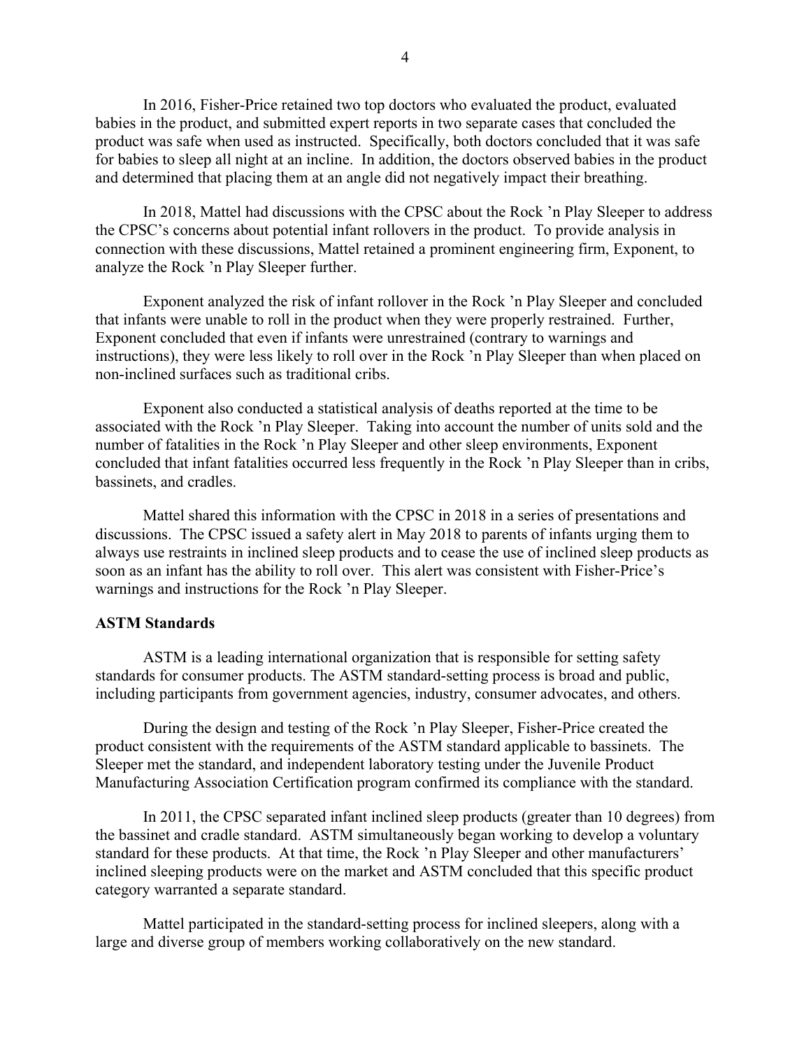In 2016, Fisher-Price retained two top doctors who evaluated the product, evaluated babies in the product, and submitted expert reports in two separate cases that concluded the product was safe when used as instructed. Specifically, both doctors concluded that it was safe for babies to sleep all night at an incline. In addition, the doctors observed babies in the product and determined that placing them at an angle did not negatively impact their breathing.

In 2018, Mattel had discussions with the CPSC about the Rock 'n Play Sleeper to address the CPSC's concerns about potential infant rollovers in the product. To provide analysis in connection with these discussions, Mattel retained a prominent engineering firm, Exponent, to analyze the Rock 'n Play Sleeper further.

Exponent analyzed the risk of infant rollover in the Rock 'n Play Sleeper and concluded that infants were unable to roll in the product when they were properly restrained. Further, Exponent concluded that even if infants were unrestrained (contrary to warnings and instructions), they were less likely to roll over in the Rock 'n Play Sleeper than when placed on non-inclined surfaces such as traditional cribs.

Exponent also conducted a statistical analysis of deaths reported at the time to be associated with the Rock 'n Play Sleeper. Taking into account the number of units sold and the number of fatalities in the Rock 'n Play Sleeper and other sleep environments, Exponent concluded that infant fatalities occurred less frequently in the Rock 'n Play Sleeper than in cribs, bassinets, and cradles.

Mattel shared this information with the CPSC in 2018 in a series of presentations and discussions. The CPSC issued a safety alert in May 2018 to parents of infants urging them to always use restraints in inclined sleep products and to cease the use of inclined sleep products as soon as an infant has the ability to roll over. This alert was consistent with Fisher-Price's warnings and instructions for the Rock 'n Play Sleeper.

**ASTM Standards**

ASTM is a leading international organization that is responsible for setting safety standards for consumer products. The ASTM standard-setting process is broad and public, including participants from government agencies, industry, consumer advocates, and others.

During the design and testing of the Rock 'n Play Sleeper, Fisher-Price created the product consistent with the requirements of the ASTM standard applicable to bassinets. The Sleeper met the standard, and independent laboratory testing under the Juvenile Product Manufacturing Association Certification program confirmed its compliance with the standard.

In 2011, the CPSC separated infant inclined sleep products (greater than 10 degrees) from the bassinet and cradle standard. ASTM simultaneously began working to develop a voluntary standard for these products. At that time, the Rock 'n Play Sleeper and other manufacturers' inclined sleeping products were on the market and ASTM concluded that this specific product category warranted a separate standard.

Mattel participated in the standard-setting process for inclined sleepers, along with a large and diverse group of members working collaboratively on the new standard.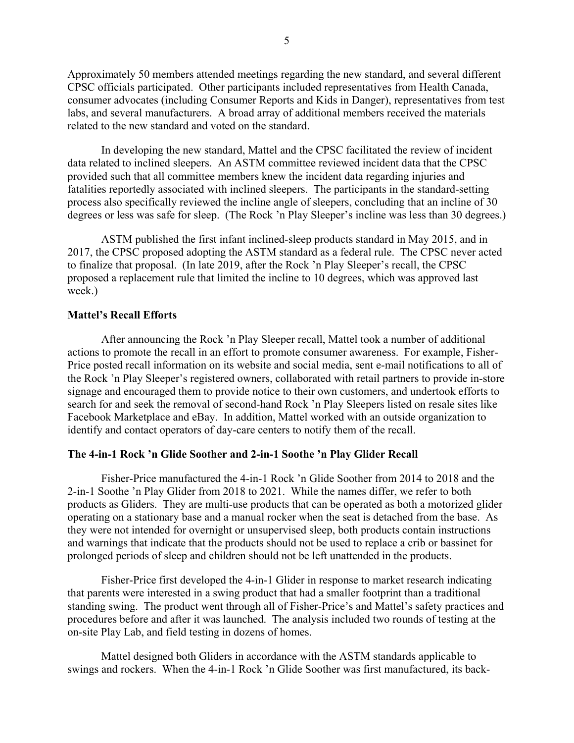Approximately 50 members attended meetings regarding the new standard, and several different CPSC officials participated. Other participants included representatives from Health Canada, consumer advocates (including Consumer Reports and Kids in Danger), representatives from test labs, and several manufacturers. A broad array of additional members received the materials related to the new standard and voted on the standard.

In developing the new standard, Mattel and the CPSC facilitated the review of incident data related to inclined sleepers. An ASTM committee reviewed incident data that the CPSC provided such that all committee members knew the incident data regarding injuries and fatalities reportedly associated with inclined sleepers. The participants in the standard-setting process also specifically reviewed the incline angle of sleepers, concluding that an incline of 30 degrees or less was safe for sleep. (The Rock 'n Play Sleeper's incline was less than 30 degrees.)

ASTM published the first infant inclined-sleep products standard in May 2015, and in 2017, the CPSC proposed adopting the ASTM standard as a federal rule. The CPSC never acted to finalize that proposal. (In late 2019, after the Rock 'n Play Sleeper's recall, the CPSC proposed a replacement rule that limited the incline to 10 degrees, which was approved last week.)

**Mattel's Recall Efforts**

After announcing the Rock 'n Play Sleeper recall, Mattel took a number of additional actions to promote the recall in an effort to promote consumer awareness. For example, Fisher-Price posted recall information on its website and social media, sent e-mail notifications to all of the Rock 'n Play Sleeper's registered owners, collaborated with retail partners to provide in-store signage and encouraged them to provide notice to their own customers, and undertook efforts to search for and seek the removal of second-hand Rock 'n Play Sleepers listed on resale sites like Facebook Marketplace and eBay. In addition, Mattel worked with an outside organization to identify and contact operators of day-care centers to notify them of the recall.

**The 4-in-1 Rock 'n Glide Soother and 2-in-1 Soothe 'n Play Glider Recall**

Fisher-Price manufactured the 4-in-1 Rock 'n Glide Soother from 2014 to 2018 and the 2-in-1 Soothe 'n Play Glider from 2018 to 2021. While the names differ, we refer to both products as Gliders. They are multi-use products that can be operated as both a motorized glider operating on a stationary base and a manual rocker when the seat is detached from the base. As they were not intended for overnight or unsupervised sleep, both products contain instructions and warnings that indicate that the products should not be used to replace a crib or bassinet for prolonged periods of sleep and children should not be left unattended in the products.

Fisher-Price first developed the 4-in-1 Glider in response to market research indicating that parents were interested in a swing product that had a smaller footprint than a traditional standing swing. The product went through all of Fisher-Price's and Mattel's safety practices and procedures before and after it was launched. The analysis included two rounds of testing at the on-site Play Lab, and field testing in dozens of homes.

Mattel designed both Gliders in accordance with the ASTM standards applicable to swings and rockers. When the 4-in-1 Rock 'n Glide Soother was first manufactured, its back-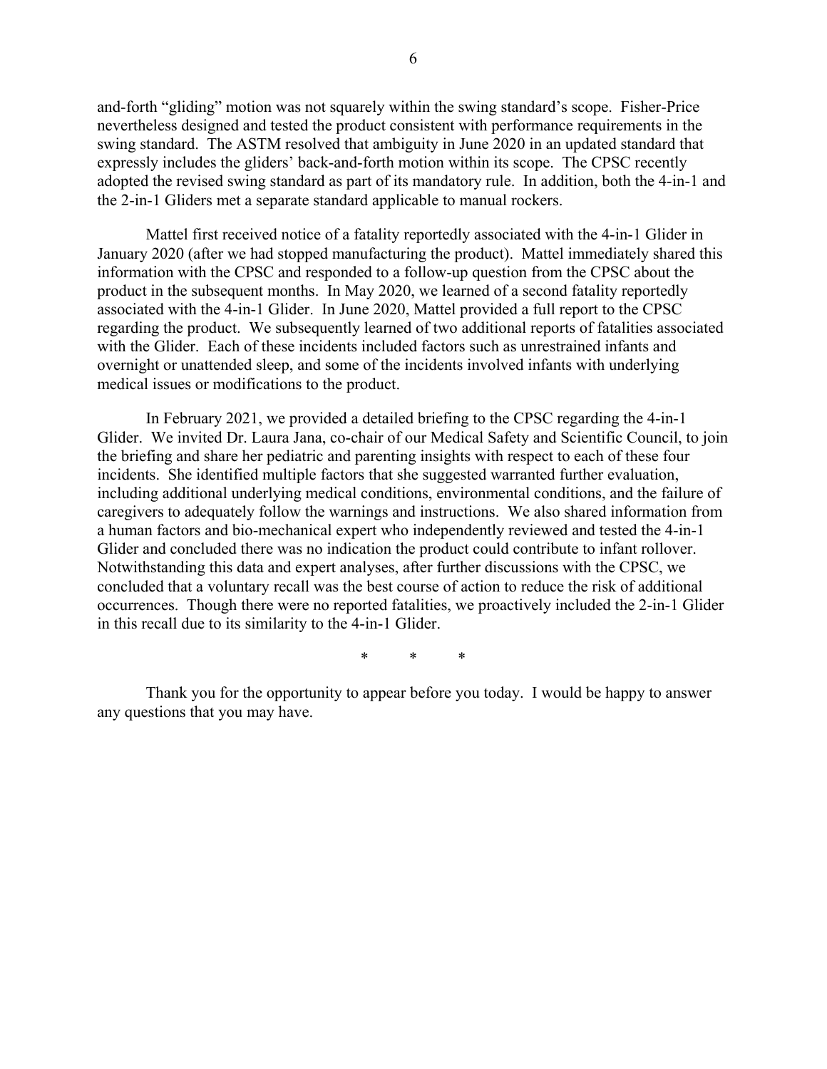and-forth "gliding" motion was not squarely within the swing standard's scope. Fisher-Price nevertheless designed and tested the product consistent with performance requirements in the swing standard. The ASTM resolved that ambiguity in June 2020 in an updated standard that expressly includes the gliders' back-and-forth motion within its scope. The CPSC recently adopted the revised swing standard as part of its mandatory rule. In addition, both the 4-in-1 and the 2-in-1 Gliders met a separate standard applicable to manual rockers.

Mattel first received notice of a fatality reportedly associated with the 4-in-1 Glider in January 2020 (after we had stopped manufacturing the product). Mattel immediately shared this information with the CPSC and responded to a follow-up question from the CPSC about the product in the subsequent months. In May 2020, we learned of a second fatality reportedly associated with the 4-in-1 Glider. In June 2020, Mattel provided a full report to the CPSC regarding the product. We subsequently learned of two additional reports of fatalities associated with the Glider. Each of these incidents included factors such as unrestrained infants and overnight or unattended sleep, and some of the incidents involved infants with underlying medical issues or modifications to the product.

In February 2021, we provided a detailed briefing to the CPSC regarding the 4-in-1 Glider. We invited Dr. Laura Jana, co-chair of our Medical Safety and Scientific Council, to join the briefing and share her pediatric and parenting insights with respect to each of these four incidents. She identified multiple factors that she suggested warranted further evaluation, including additional underlying medical conditions, environmental conditions, and the failure of caregivers to adequately follow the warnings and instructions. We also shared information from a human factors and bio-mechanical expert who independently reviewed and tested the 4-in-1 Glider and concluded there was no indication the product could contribute to infant rollover. Notwithstanding this data and expert analyses, after further discussions with the CPSC, we concluded that a voluntary recall was the best course of action to reduce the risk of additional occurrences. Though there were no reported fatalities, we proactively included the 2-in-1 Glider in this recall due to its similarity to the 4-in-1 Glider.

\* \* \*

Thank you for the opportunity to appear before you today. I would be happy to answer any questions that you may have.